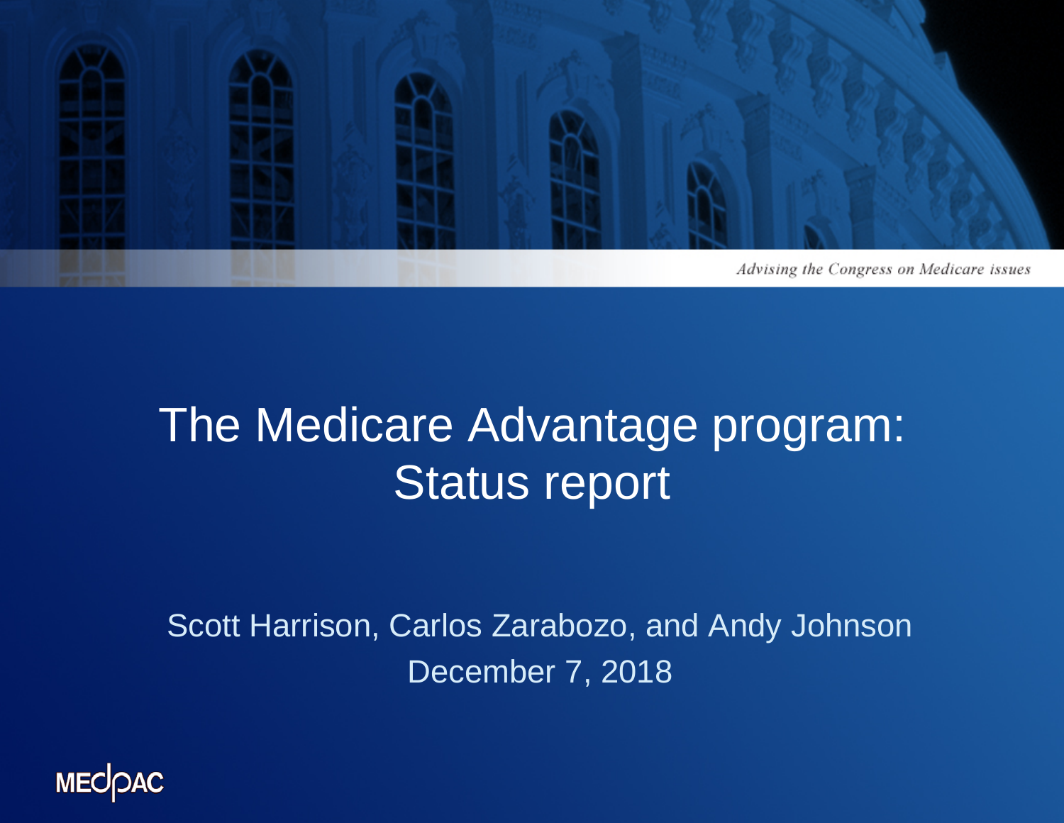*Advising the Congress on Medicare issues*

# The Medicare Advantage program: Status report

Scott Harrison, Carlos Zarabozo, and Andy Johnson

December 7, 2018

MEDPAC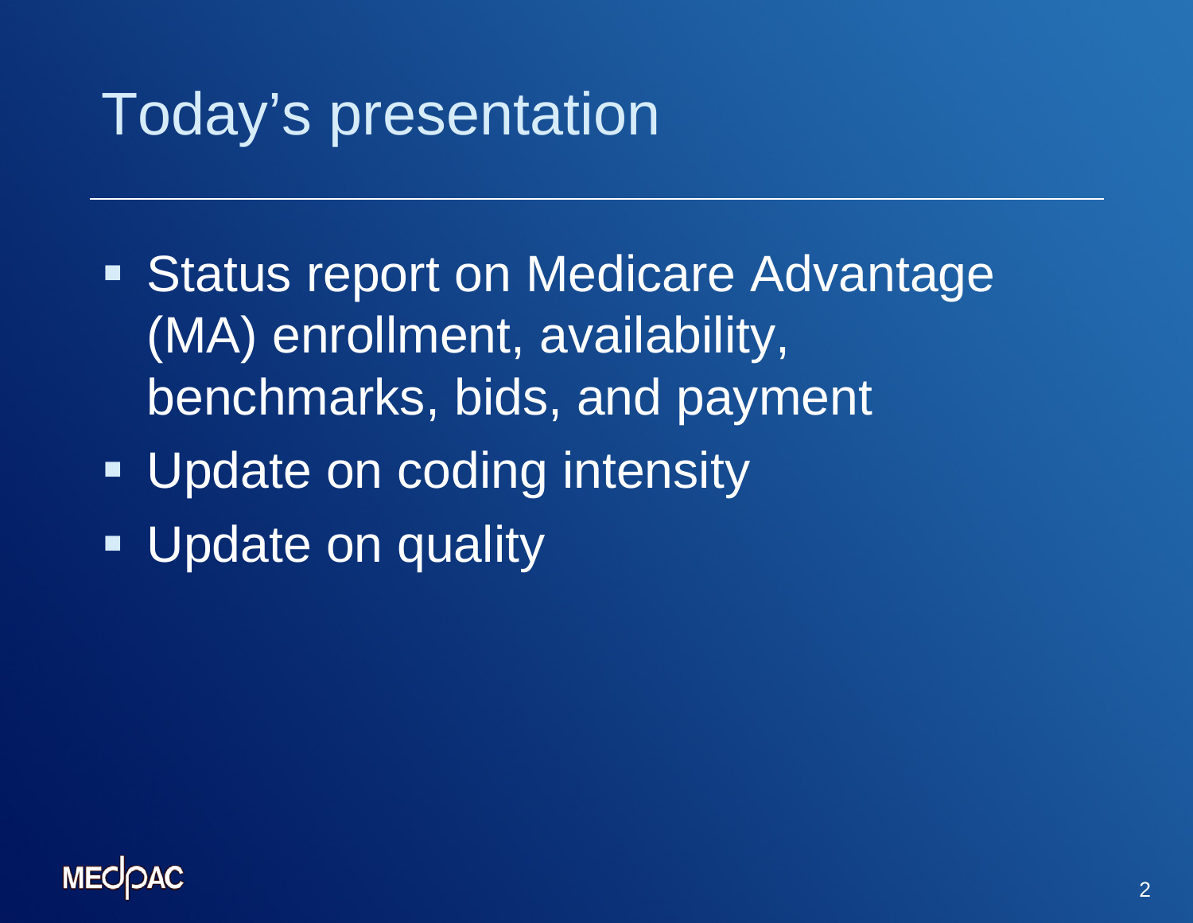# Today's presentation

- Status report on Medicare Advantage (MA) enrollment, availability, benchmarks, bids, and payment
- Update on coding intensity
- Update on quality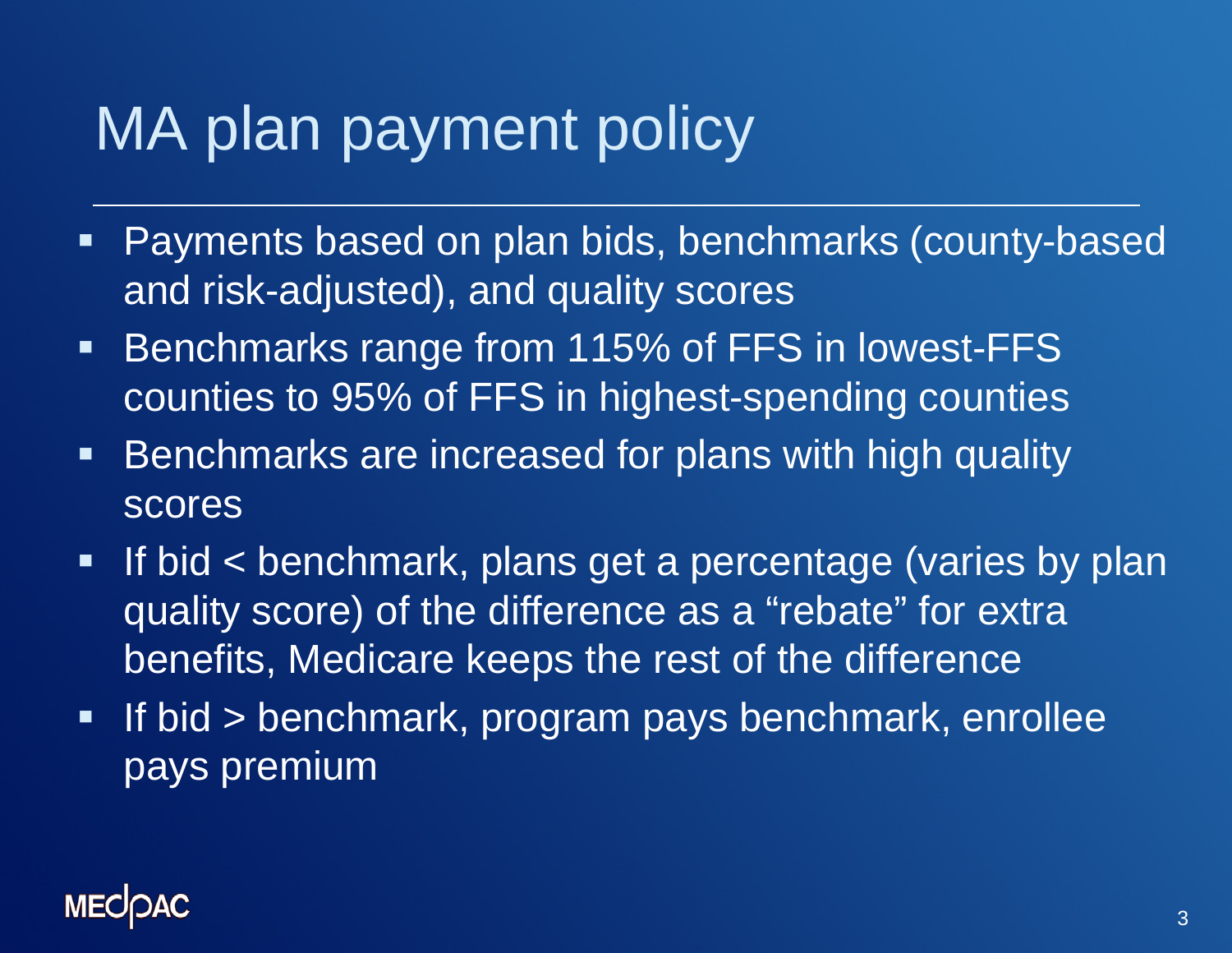# MA plan payment policy

- Payments based on plan bids, benchmarks (county-based and risk-adjusted), and quality scores
- Benchmarks range from 115% of FFS in lowest-FFS counties to 95% of FFS in highest-spending counties
- Benchmarks are increased for plans with high quality scores
- If bid < benchmark, plans get a percentage (varies by plan quality score) of the difference as a "rebate" for extra benefits, Medicare keeps the rest of the difference
- If bid > benchmark, program pays benchmark, enrollee pays premium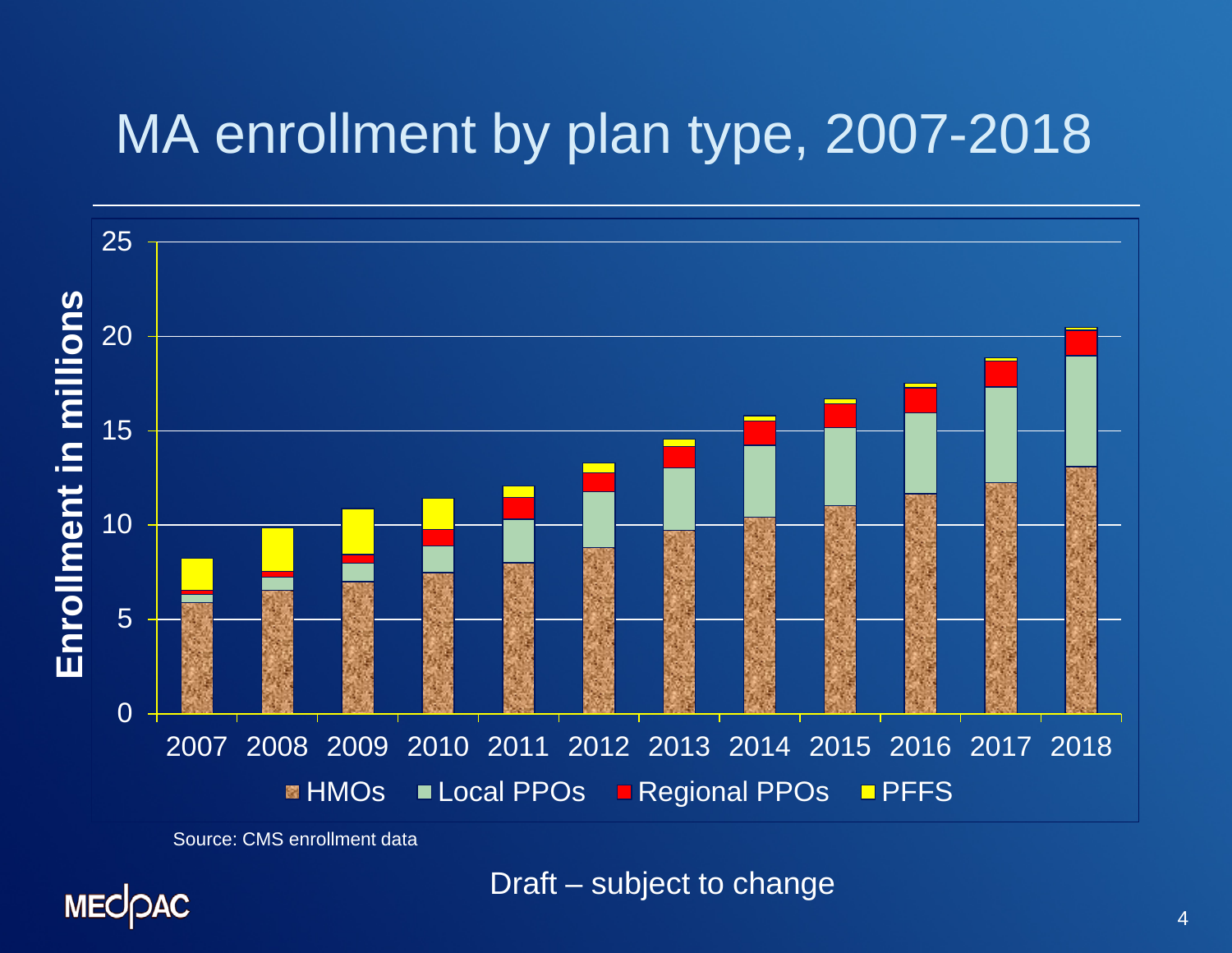# MA enrollment by plan type, 2007-2018

Source: CMS enrollment data

Draft – subject to change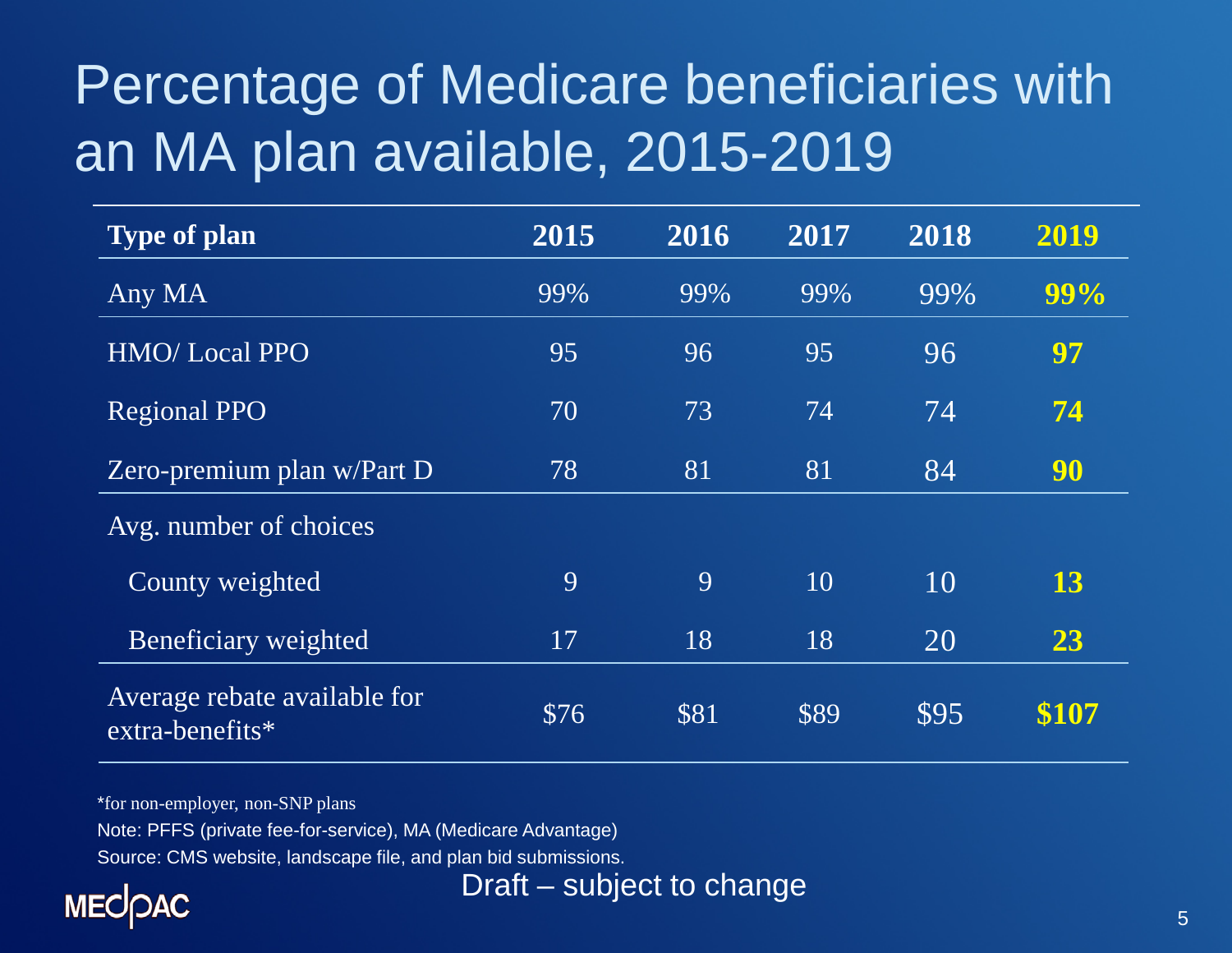# Percentage of Medicare beneficiaries with an MA plan available, 2015-2019

| Type of plan | 2015 | 2016 | 2017 | 2018 | 2019 |
|---|---|---|---|---|---|
| Any MA | 99% | 99% | 99% | 99% | **99%** |
| HMO/ Local PPO | 95 | 96 | 95 | 96 | **97** |
| Regional PPO | 70 | 73 | 74 | 74 | **74** |
| Zero-premium plan w/Part D | 78 | 81 | 81 | 84 | **90** |
| Avg. number of choices | | | | | |
| County weighted | 9 | 9 | 10 | 10 | **13** |
| Beneficiary weighted | 17 | 18 | 18 | 20 | **23** |
| Average rebate available for extra-benefits* | $76 | $81 | $89 | $95 | **$107** |

*for non-employer, non-SNP plans

Note: PFFS (private fee-for-service), MA (Medicare Advantage)

Source: CMS website, landscape file, and plan bid submissions.

Draft – subject to change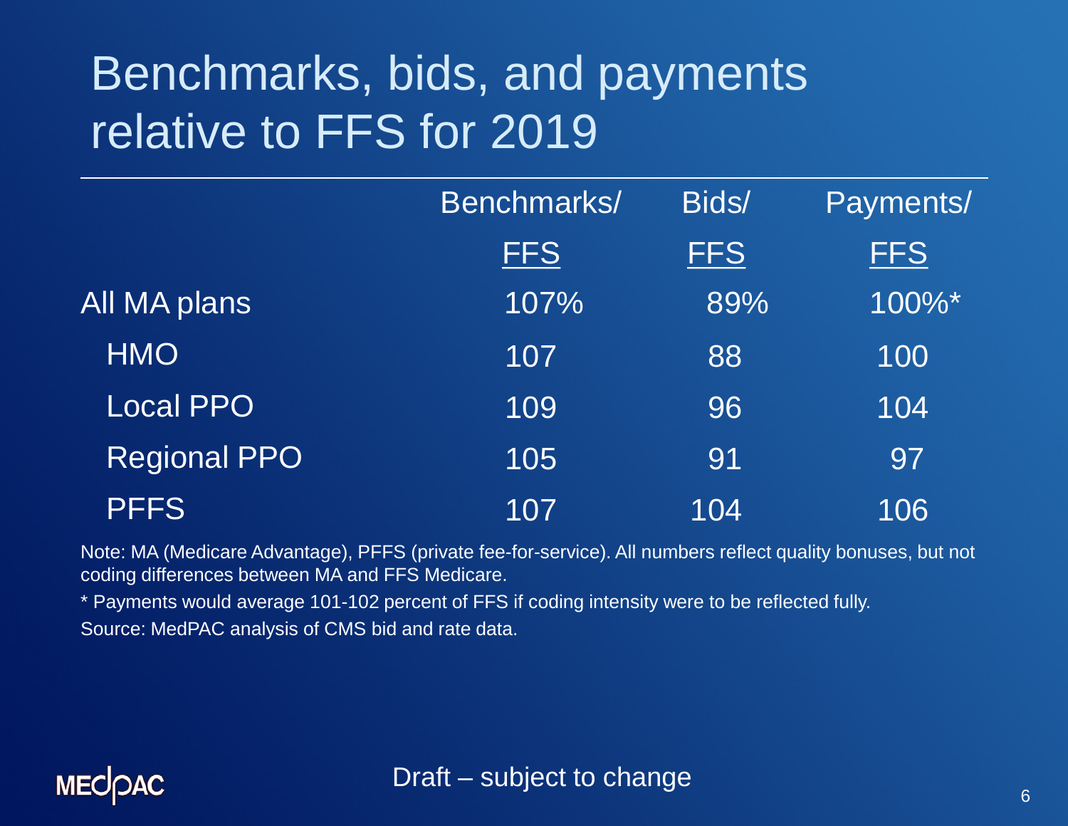# Benchmarks, bids, and payments relative to FFS for 2019

| | Benchmarks/ FFS | Bids/ FFS | Payments/ FFS |
|---|---|---|---|
| All MA plans | 107% | 89% | 100%* |
| HMO | 107 | 88 | 100 |
| Local PPO | 109 | 96 | 104 |
| Regional PPO | 105 | 91 | 97 |
| PFFS | 107 | 104 | 106 |

Note: MA (Medicare Advantage), PFFS (private fee-for-service). All numbers reflect quality bonuses, but not coding differences between MA and FFS Medicare.

* Payments would average 101-102 percent of FFS if coding intensity were to be reflected fully.

Source: MedPAC analysis of CMS bid and rate data.

Draft – subject to change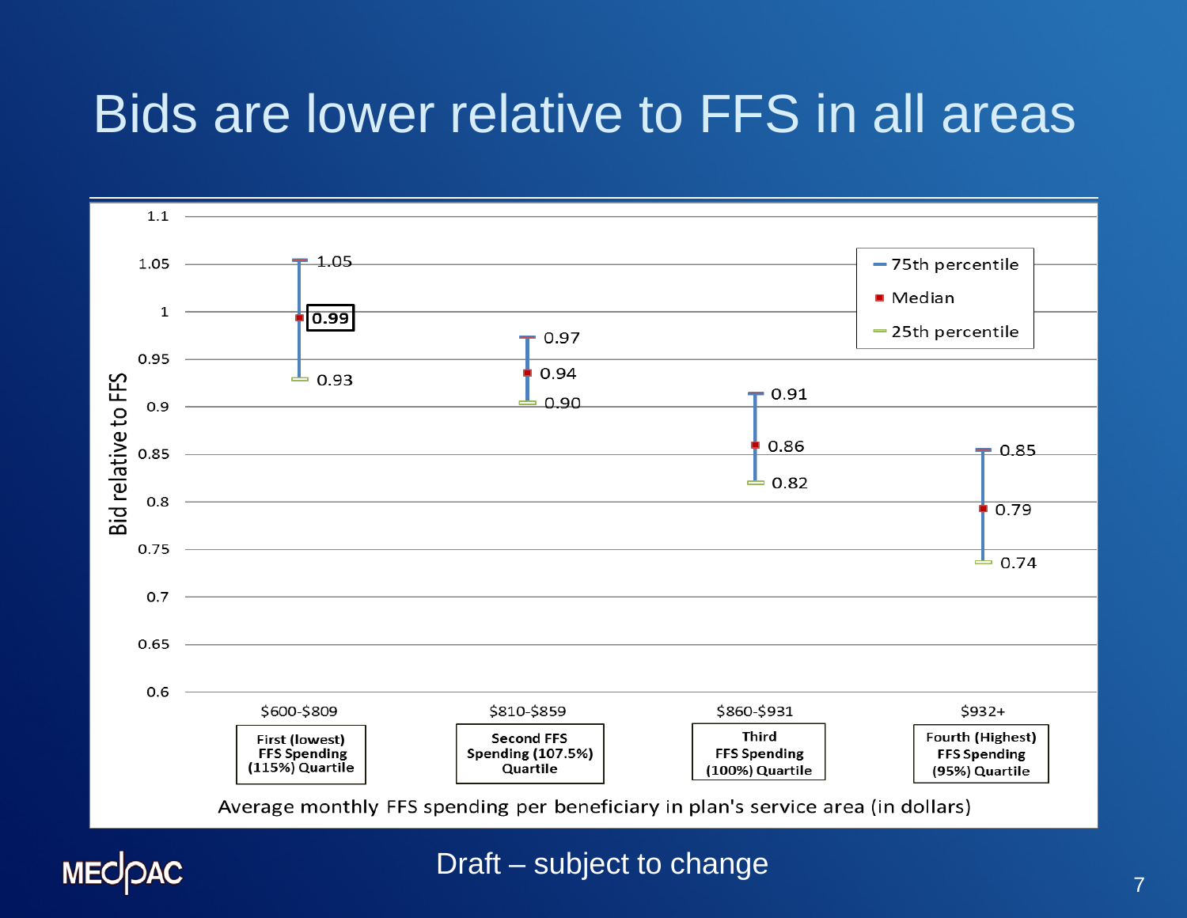# Bids are lower relative to FFS in all areas

| Average monthly FFS spending per beneficiary in plan's service area (in dollars) | 25th percentile | Median | 75th percentile |
|---|---|---|---|
| $600-$809 — First (lowest) FFS Spending (115%) Quartile | 0.93 | 0.99 | 1.05 |
| $810-$859 — Second FFS Spending (107.5%) Quartile | 0.90 | 0.94 | 0.97 |
| $860-$931 — Third FFS Spending (100%) Quartile | 0.82 | 0.86 | 0.91 |
| $932+ — Fourth (Highest) FFS Spending (95%) Quartile | 0.74 | 0.79 | 0.85 |

Y-axis: Bid relative to FFS

Draft – subject to change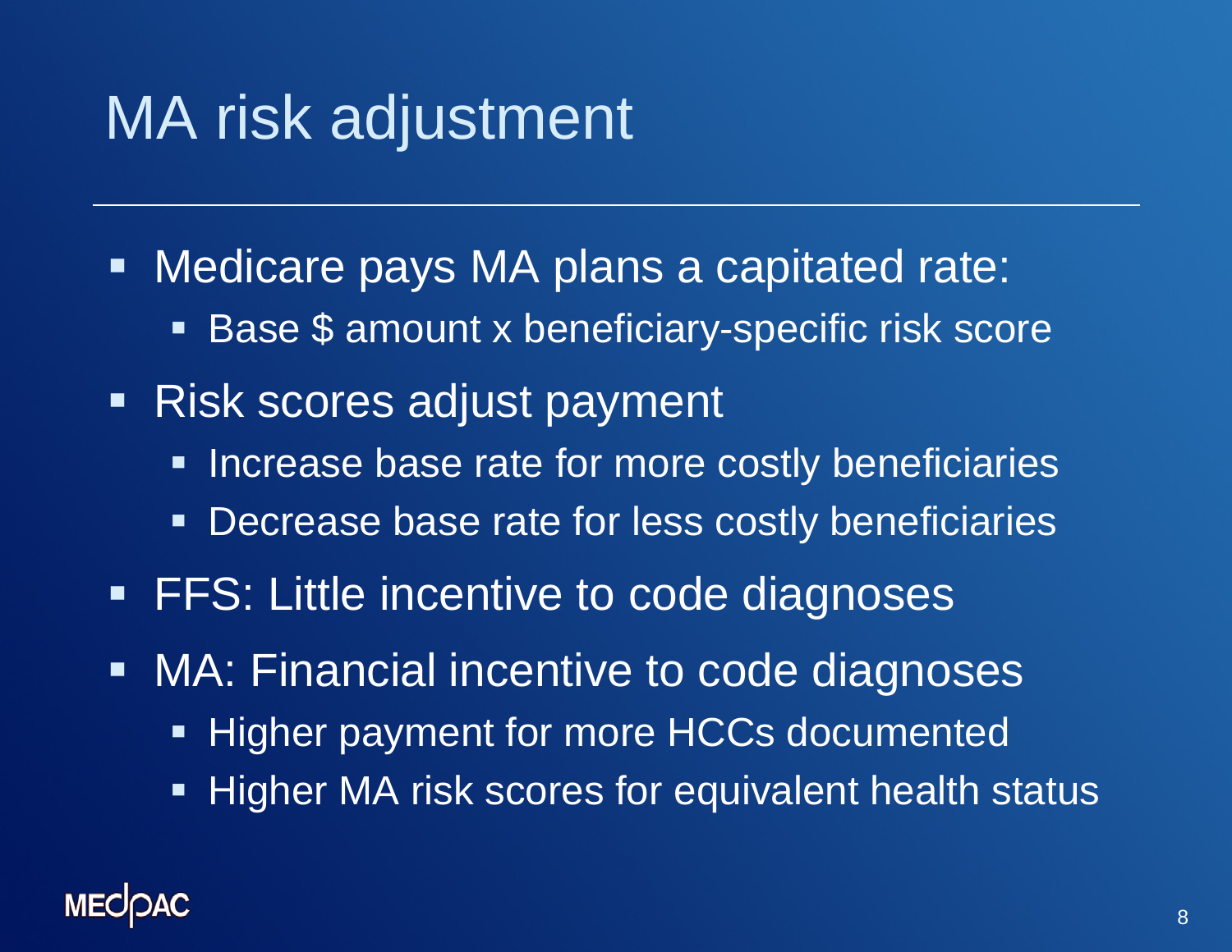# MA risk adjustment

- Medicare pays MA plans a capitated rate:
  - Base $ amount x beneficiary-specific risk score
- Risk scores adjust payment
  - Increase base rate for more costly beneficiaries
  - Decrease base rate for less costly beneficiaries
- FFS: Little incentive to code diagnoses
- MA: Financial incentive to code diagnoses
  - Higher payment for more HCCs documented
  - Higher MA risk scores for equivalent health status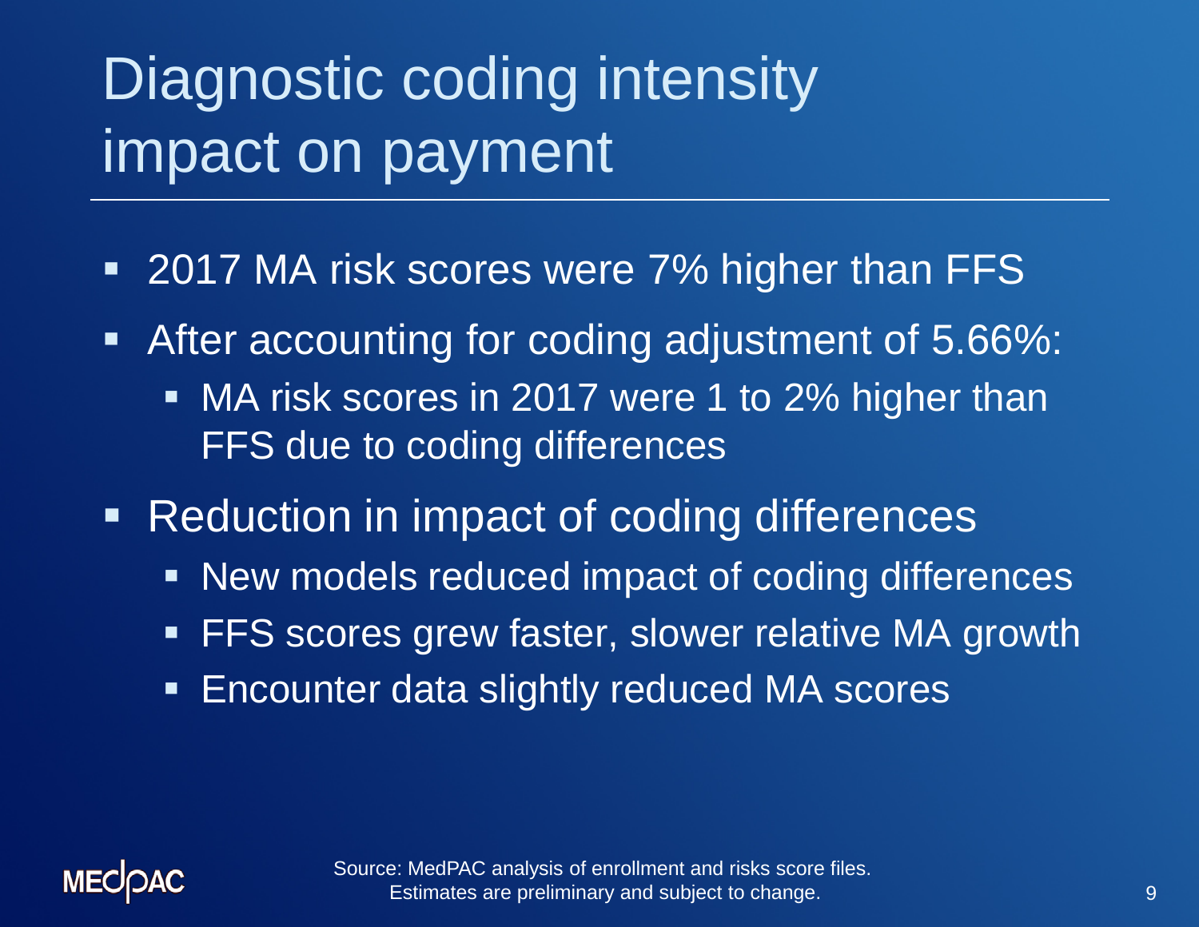# Diagnostic coding intensity impact on payment

- 2017 MA risk scores were 7% higher than FFS
- After accounting for coding adjustment of 5.66%:
  - MA risk scores in 2017 were 1 to 2% higher than FFS due to coding differences
- Reduction in impact of coding differences
  - New models reduced impact of coding differences
  - FFS scores grew faster, slower relative MA growth
  - Encounter data slightly reduced MA scores

Source: MedPAC analysis of enrollment and risks score files. Estimates are preliminary and subject to change.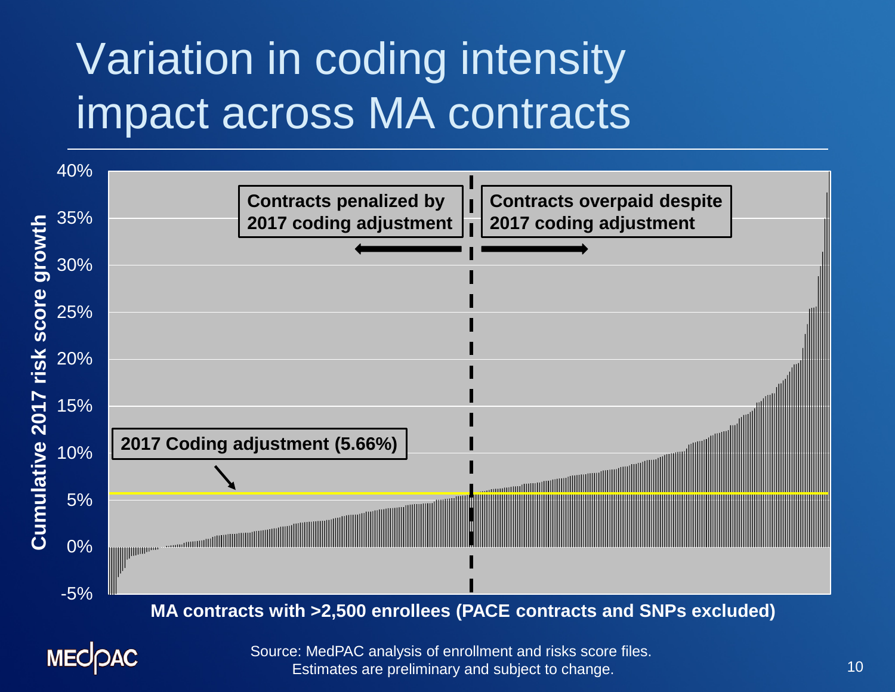# Variation in coding intensity impact across MA contracts

Cumulative 2017 risk score growth

40%
35%
30%
25%
20%
15%
10%
5%
0%
-5%

**Contracts penalized by 2017 coding adjustment**

**Contracts overpaid despite 2017 coding adjustment**

**2017 Coding adjustment (5.66%)**

**MA contracts with >2,500 enrollees (PACE contracts and SNPs excluded)**

Source: MedPAC analysis of enrollment and risks score files.
Estimates are preliminary and subject to change.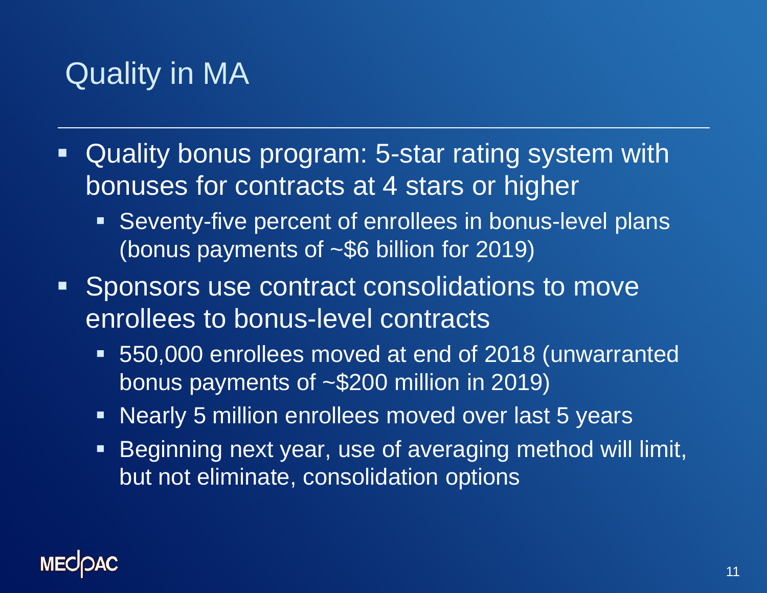# Quality in MA

- Quality bonus program: 5-star rating system with bonuses for contracts at 4 stars or higher
  - Seventy-five percent of enrollees in bonus-level plans (bonus payments of ~$6 billion for 2019)
- Sponsors use contract consolidations to move enrollees to bonus-level contracts
  - 550,000 enrollees moved at end of 2018 (unwarranted bonus payments of ~$200 million in 2019)
  - Nearly 5 million enrollees moved over last 5 years
  - Beginning next year, use of averaging method will limit, but not eliminate, consolidation options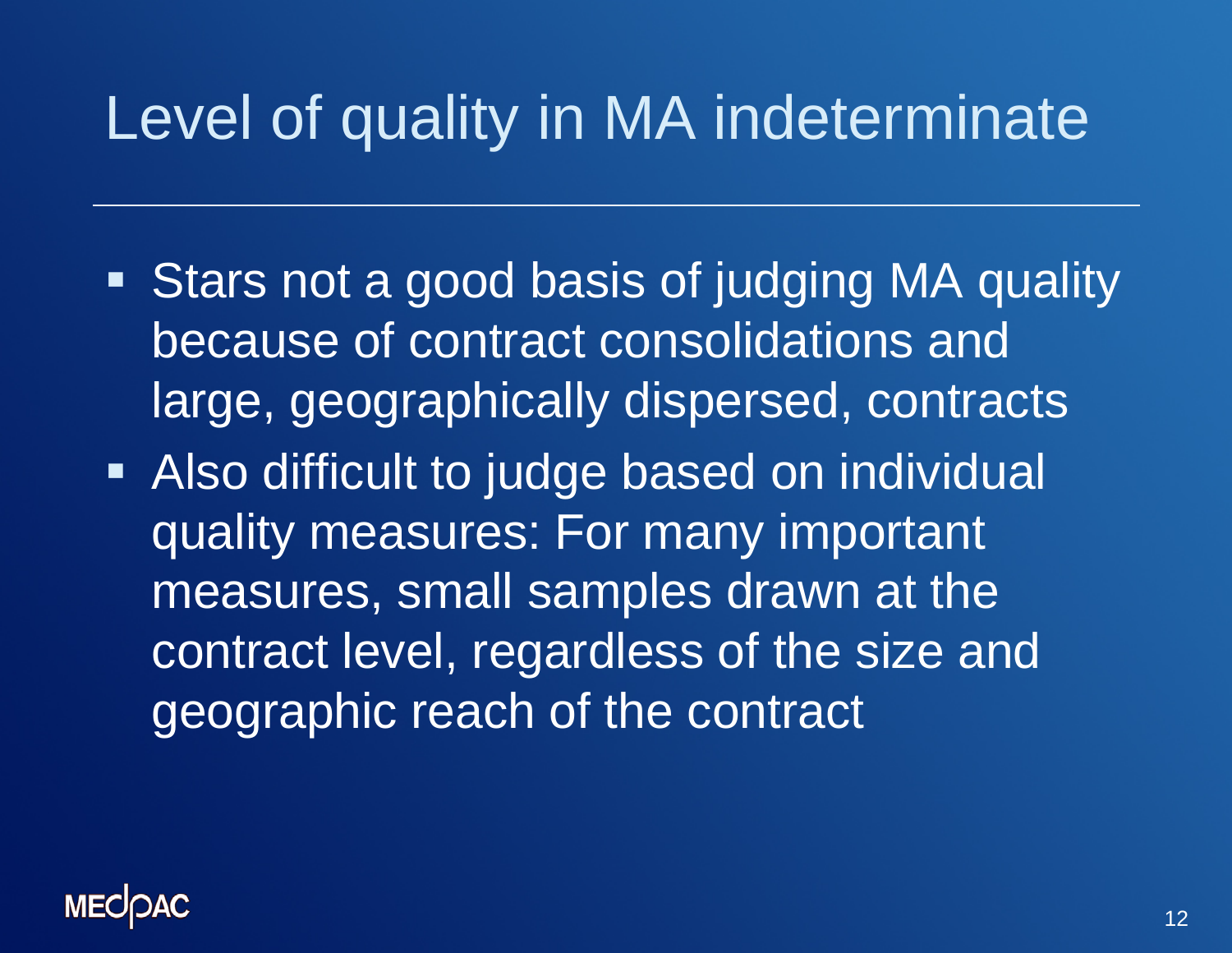# Level of quality in MA indeterminate

- Stars not a good basis of judging MA quality because of contract consolidations and large, geographically dispersed, contracts
- Also difficult to judge based on individual quality measures: For many important measures, small samples drawn at the contract level, regardless of the size and geographic reach of the contract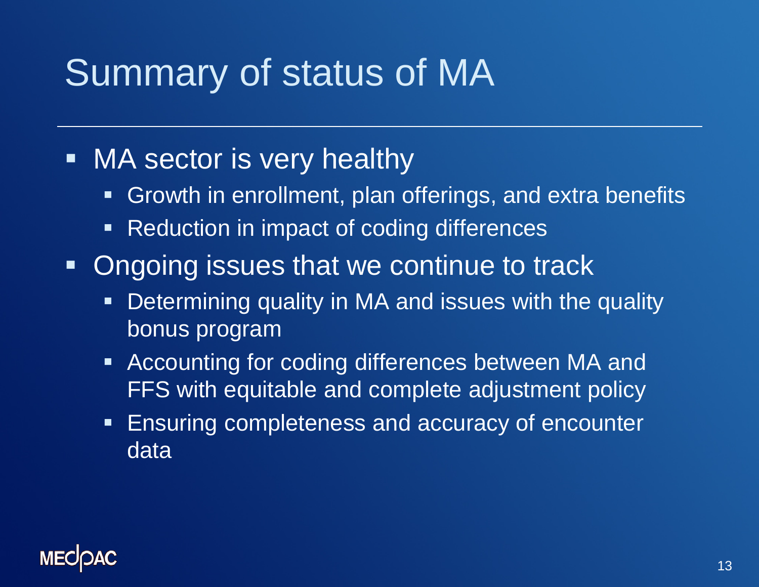# Summary of status of MA

- MA sector is very healthy
  - Growth in enrollment, plan offerings, and extra benefits
  - Reduction in impact of coding differences
- Ongoing issues that we continue to track
  - Determining quality in MA and issues with the quality bonus program
  - Accounting for coding differences between MA and FFS with equitable and complete adjustment policy
  - Ensuring completeness and accuracy of encounter data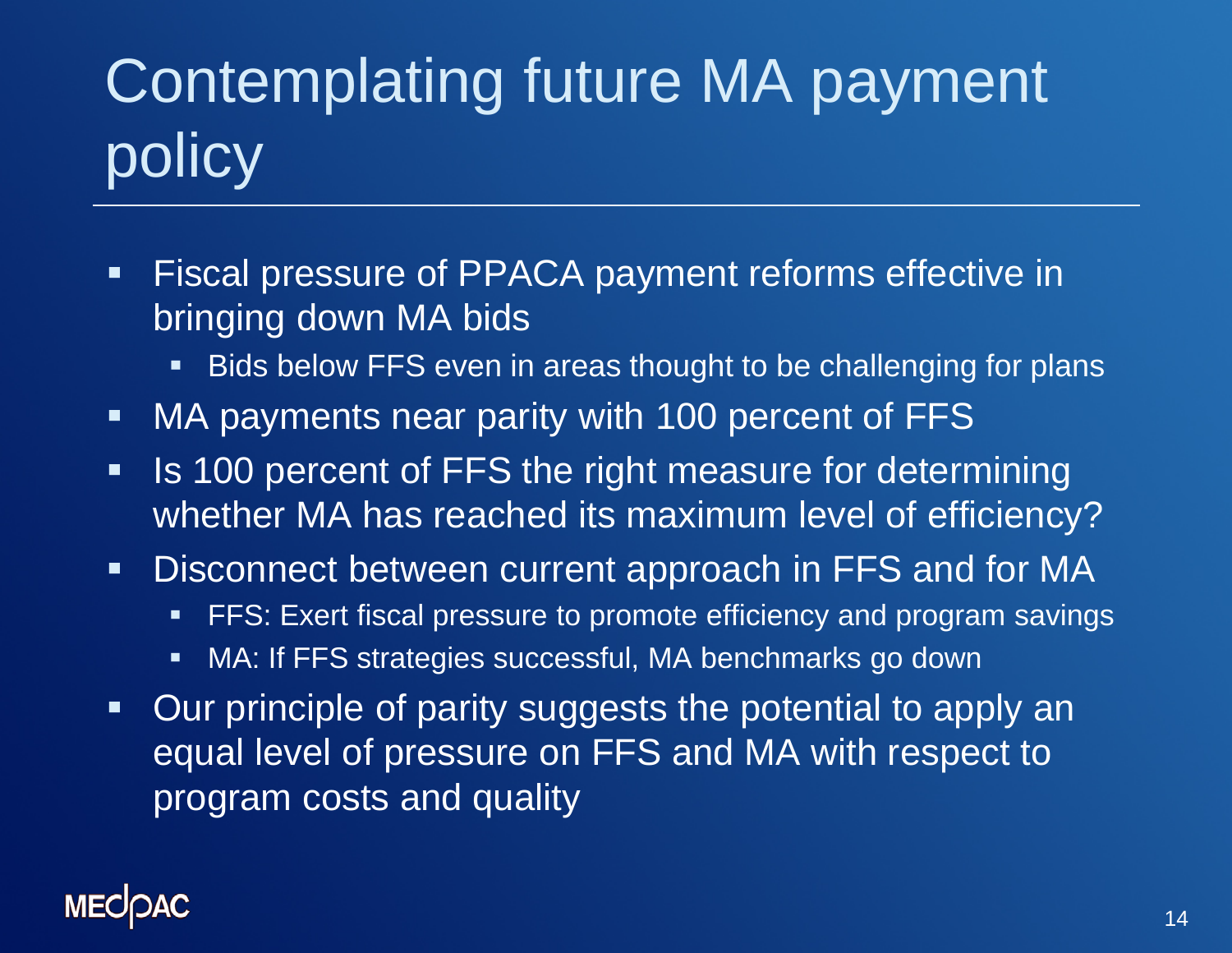# Contemplating future MA payment policy

- Fiscal pressure of PPACA payment reforms effective in bringing down MA bids
  - Bids below FFS even in areas thought to be challenging for plans
- MA payments near parity with 100 percent of FFS
- Is 100 percent of FFS the right measure for determining whether MA has reached its maximum level of efficiency?
- Disconnect between current approach in FFS and for MA
  - FFS: Exert fiscal pressure to promote efficiency and program savings
  - MA: If FFS strategies successful, MA benchmarks go down
- Our principle of parity suggests the potential to apply an equal level of pressure on FFS and MA with respect to program costs and quality